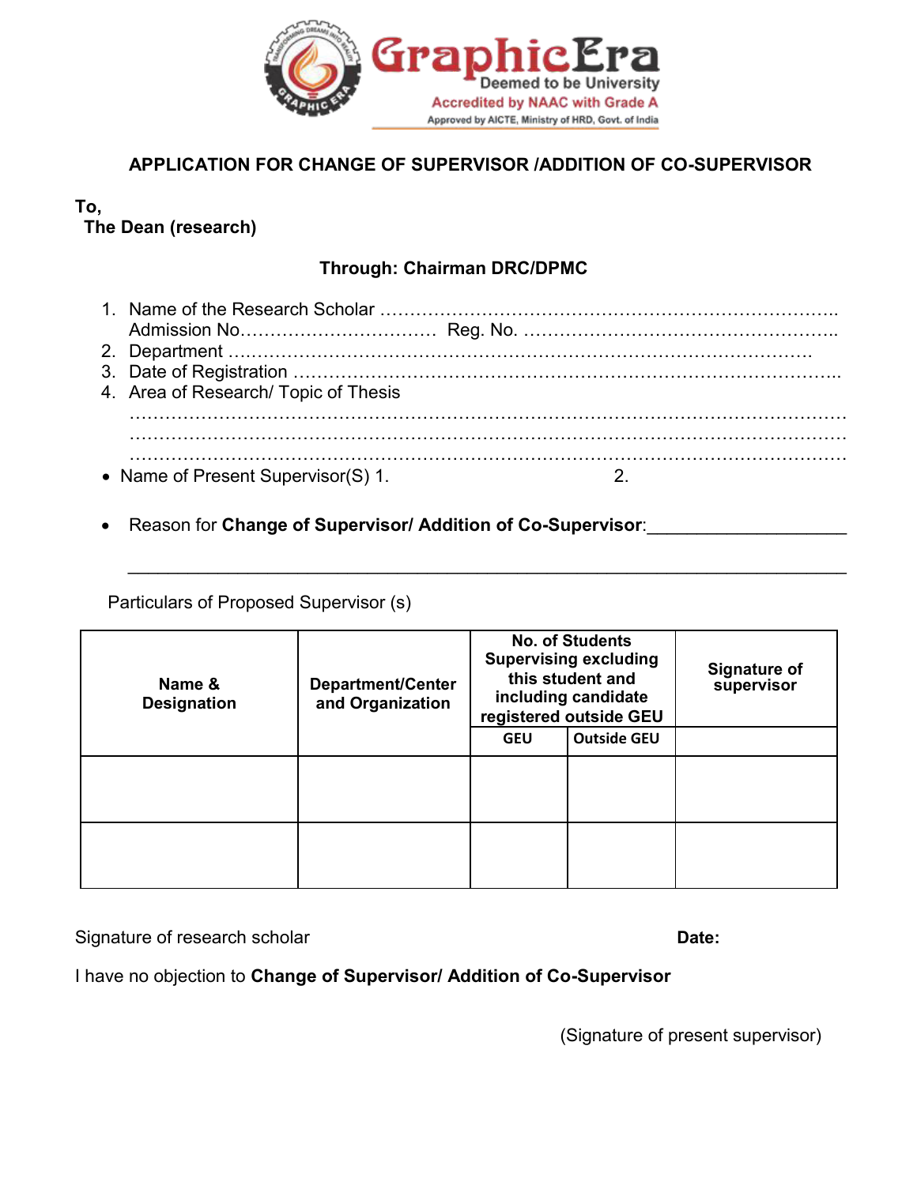GraphicEra
Deemed to be University
Accredited by NAAC with Grade A
Approved by AICTE, Ministry of HRD, Govt. of India

## APPLICATION FOR CHANGE OF SUPERVISOR /ADDITION OF CO-SUPERVISOR

**To,**
**The Dean (research)**

**Through: Chairman DRC/DPMC**

1. Name of the Research Scholar ……………………………………………………………….
   Admission No…………………………… Reg. No. …………………………………………..
2. Department ………………………………………………………………………………
3. Date of Registration …………………………………………………………………………..
4. Area of Research/ Topic of Thesis
   ……………………………………………………………………………………………………
   ……………………………………………………………………………………………………
   ……………………………………………………………………………………………………

- Name of Present Supervisor(S) 1. 2.

- Reason for **Change of Supervisor/ Addition of Co-Supervisor**:____________________
  ______________________________________________________________________

Particulars of Proposed Supervisor (s)

| Name & Designation | Department/Center and Organization | No. of Students Supervising excluding this student and including candidate registered outside GEU | | Signature of supervisor |
|---|---|---|---|---|
| | | GEU | Outside GEU | |
| | | | | |
| | | | | |

Signature of research scholar **Date:**

I have no objection to **Change of Supervisor/ Addition of Co-Supervisor**

(Signature of present supervisor)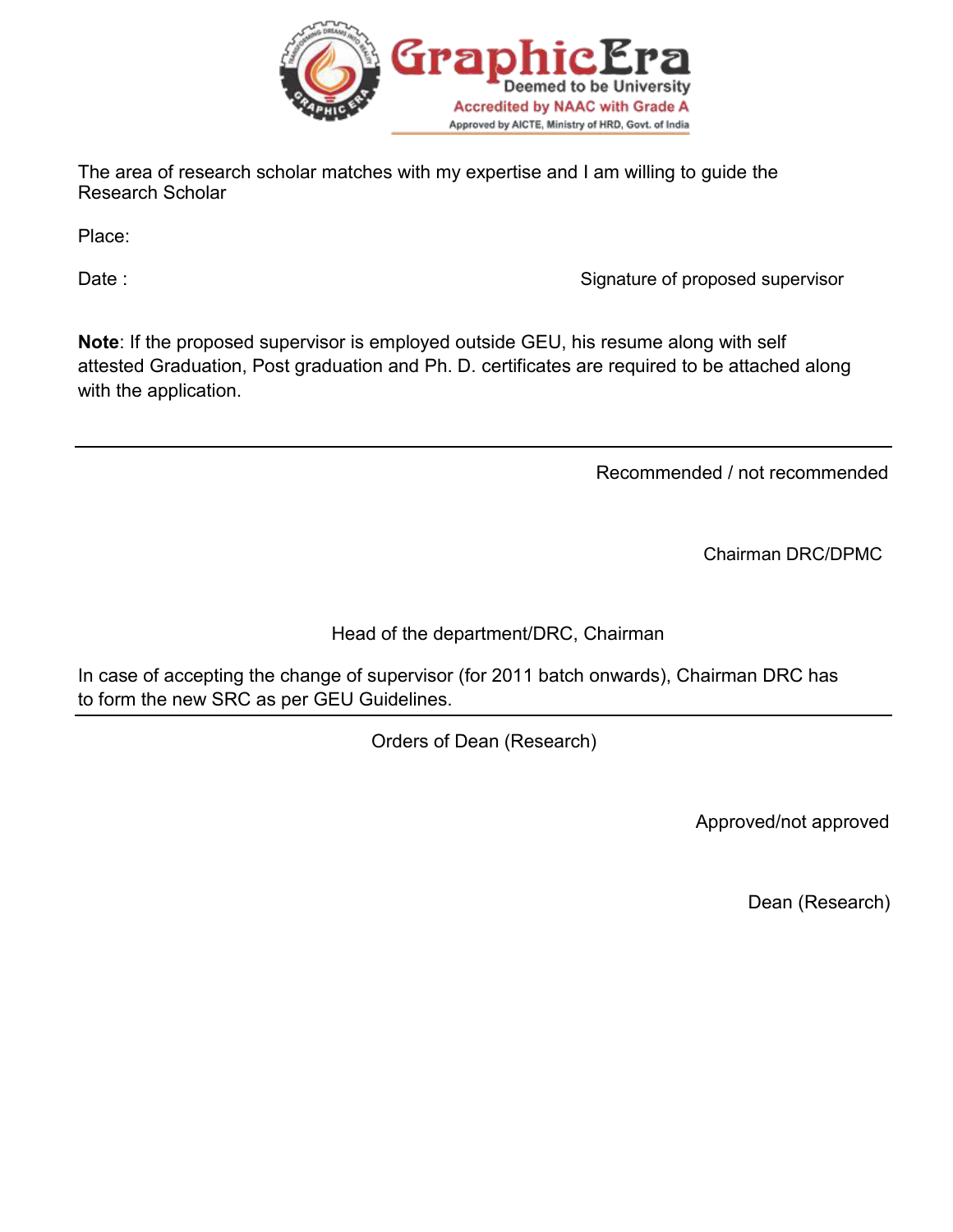The area of research scholar matches with my expertise and I am willing to guide the Research Scholar

Place:

Date : Signature of proposed supervisor

**Note**: If the proposed supervisor is employed outside GEU, his resume along with self attested Graduation, Post graduation and Ph. D. certificates are required to be attached along with the application.

---

Recommended / not recommended

Chairman DRC/DPMC

Head of the department/DRC, Chairman

In case of accepting the change of supervisor (for 2011 batch onwards), Chairman DRC has to form the new SRC as per GEU Guidelines.

---

Orders of Dean (Research)

Approved/not approved

Dean (Research)